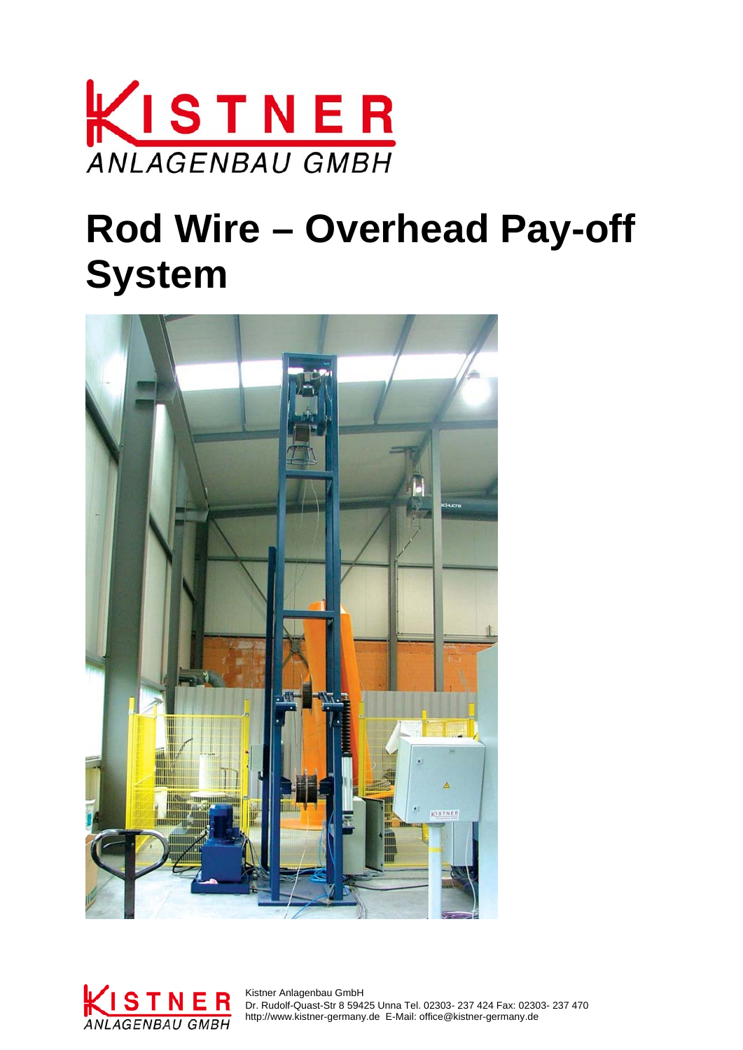# Rod Wire – Overhead Pay-off System

Kistner Anlagenbau GmbH
Dr. Rudolf-Quast-Str 8 59425 Unna Tel. 02303- 237 424 Fax: 02303- 237 470
http://www.kistner-germany.de E-Mail: office@kistner-germany.de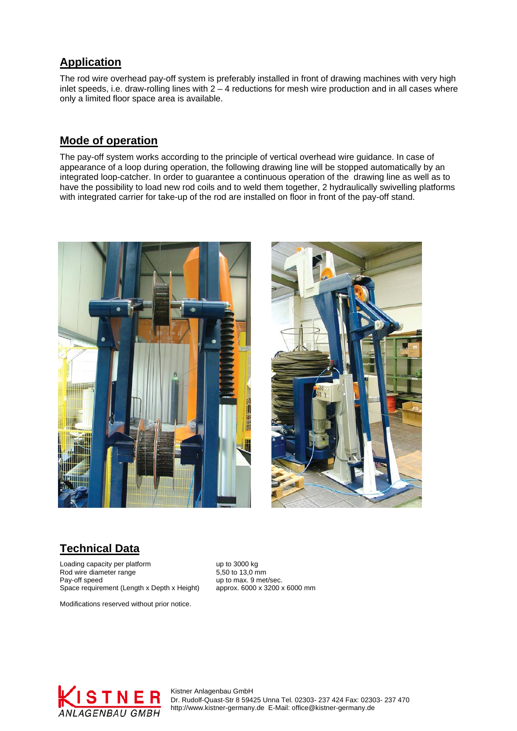## Application

The rod wire overhead pay-off system is preferably installed in front of drawing machines with very high inlet speeds, i.e. draw-rolling lines with 2 – 4 reductions for mesh wire production and in all cases where only a limited floor space area is available.

## Mode of operation

The pay-off system works according to the principle of vertical overhead wire guidance. In case of appearance of a loop during operation, the following drawing line will be stopped automatically by an integrated loop-catcher. In order to guarantee a continuous operation of the drawing line as well as to have the possibility to load new rod coils and to weld them together, 2 hydraulically swivelling platforms with integrated carrier for take-up of the rod are installed on floor in front of the pay-off stand.

## Technical Data

| | |
|---|---|
| Loading capacity per platform | up to 3000 kg |
| Rod wire diameter range | 5,50 to 13,0 mm |
| Pay-off speed | up to max. 9 met/sec. |
| Space requirement (Length x Depth x Height) | approx. 6000 x 3200 x 6000 mm |

Modifications reserved without prior notice.

KISTNER ANLAGENBAU GMBH

Kistner Anlagenbau GmbH
Dr. Rudolf-Quast-Str 8 59425 Unna Tel. 02303- 237 424 Fax: 02303- 237 470
http://www.kistner-germany.de E-Mail: office@kistner-germany.de